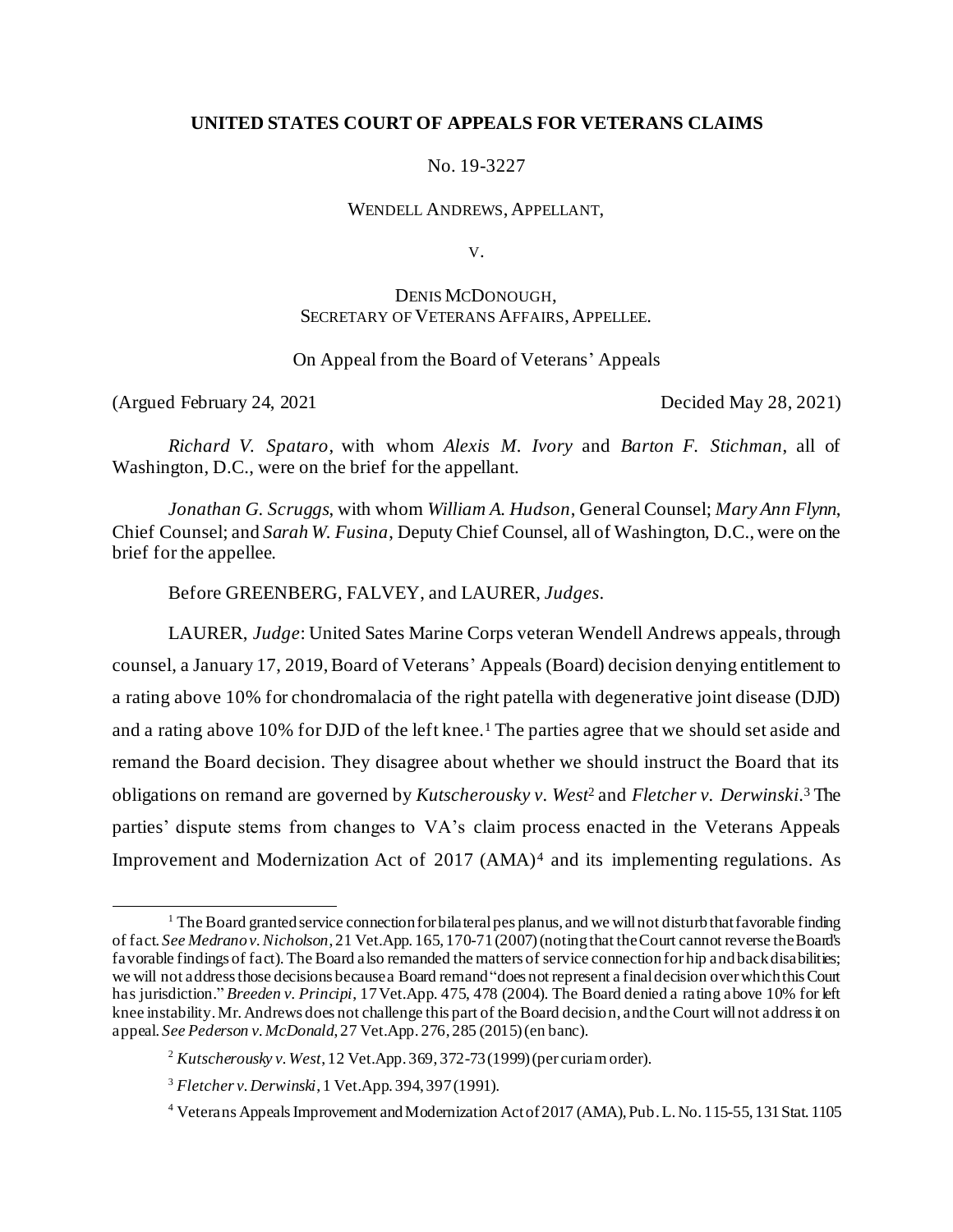**UNITED STATES COURT OF APPEALS FOR VETERANS CLAIMS**

No. 19-3227

WENDELL ANDREWS, APPELLANT,

V.

DENIS MCDONOUGH,
SECRETARY OF VETERANS AFFAIRS, APPELLEE.

On Appeal from the Board of Veterans' Appeals

(Argued February 24, 2021 Decided May 28, 2021)

*Richard V. Spataro*, with whom *Alexis M. Ivory* and *Barton F. Stichman*, all of Washington, D.C., were on the brief for the appellant.

*Jonathan G. Scruggs*, with whom *William A. Hudson*, General Counsel; *Mary Ann Flynn*, Chief Counsel; and *Sarah W. Fusina*, Deputy Chief Counsel, all of Washington, D.C., were on the brief for the appellee.

Before GREENBERG, FALVEY, and LAURER, *Judges*.

LAURER, *Judge*: United Sates Marine Corps veteran Wendell Andrews appeals, through counsel, a January 17, 2019, Board of Veterans' Appeals (Board) decision denying entitlement to a rating above 10% for chondromalacia of the right patella with degenerative joint disease (DJD) and a rating above 10% for DJD of the left knee.[1] The parties agree that we should set aside and remand the Board decision. They disagree about whether we should instruct the Board that its obligations on remand are governed by *Kutscherousky v. West*[2] and *Fletcher v. Derwinski*.[3] The parties' dispute stems from changes to VA's claim process enacted in the Veterans Appeals Improvement and Modernization Act of 2017 (AMA)[4] and its implementing regulations. As

[1] The Board granted service connection for bilateral pes planus, and we will not disturb that favorable finding of fact. *See Medrano v. Nicholson*, 21 Vet.App. 165, 170-71 (2007) (noting that the Court cannot reverse the Board's favorable findings of fact). The Board also remanded the matters of service connection for hip and back disabilities; we will not address those decisions because a Board remand "does not represent a final decision over which this Court has jurisdiction." *Breeden v. Principi*, 17 Vet.App. 475, 478 (2004). The Board denied a rating above 10% for left knee instability. Mr. Andrews does not challenge this part of the Board decision, and the Court will not address it on appeal. *See Pederson v. McDonald*, 27 Vet.App. 276, 285 (2015) (en banc).

[2] *Kutscherousky v. West*, 12 Vet.App. 369, 372-73 (1999) (per curiam order).

[3] *Fletcher v. Derwinski*, 1 Vet.App. 394, 397 (1991).

[4] Veterans Appeals Improvement and Modernization Act of 2017 (AMA), Pub. L. No. 115-55, 131 Stat. 1105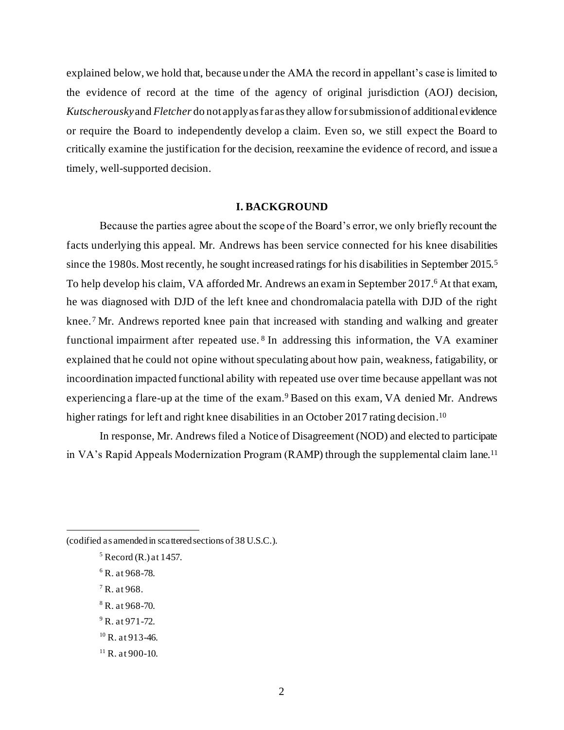explained below, we hold that, because under the AMA the record in appellant's case is limited to the evidence of record at the time of the agency of original jurisdiction (AOJ) decision, *Kutscherousky* and *Fletcher* do not apply as far as they allow for submission of additional evidence or require the Board to independently develop a claim. Even so, we still expect the Board to critically examine the justification for the decision, reexamine the evidence of record, and issue a timely, well-supported decision.

## I. BACKGROUND

Because the parties agree about the scope of the Board's error, we only briefly recount the facts underlying this appeal. Mr. Andrews has been service connected for his knee disabilities since the 1980s. Most recently, he sought increased ratings for his disabilities in September 2015.[5] To help develop his claim, VA afforded Mr. Andrews an exam in September 2017.[6] At that exam, he was diagnosed with DJD of the left knee and chondromalacia patella with DJD of the right knee.[7] Mr. Andrews reported knee pain that increased with standing and walking and greater functional impairment after repeated use.[8] In addressing this information, the VA examiner explained that he could not opine without speculating about how pain, weakness, fatigability, or incoordination impacted functional ability with repeated use over time because appellant was not experiencing a flare-up at the time of the exam.[9] Based on this exam, VA denied Mr. Andrews higher ratings for left and right knee disabilities in an October 2017 rating decision.[10]

In response, Mr. Andrews filed a Notice of Disagreement (NOD) and elected to participate in VA's Rapid Appeals Modernization Program (RAMP) through the supplemental claim lane.[11]

---

(codified as amended in scattered sections of 38 U.S.C.).

[5] Record (R.) at 1457.

[6] R. at 968-78.

[7] R. at 968.

[8] R. at 968-70.

[9] R. at 971-72.

[10] R. at 913-46.

[11] R. at 900-10.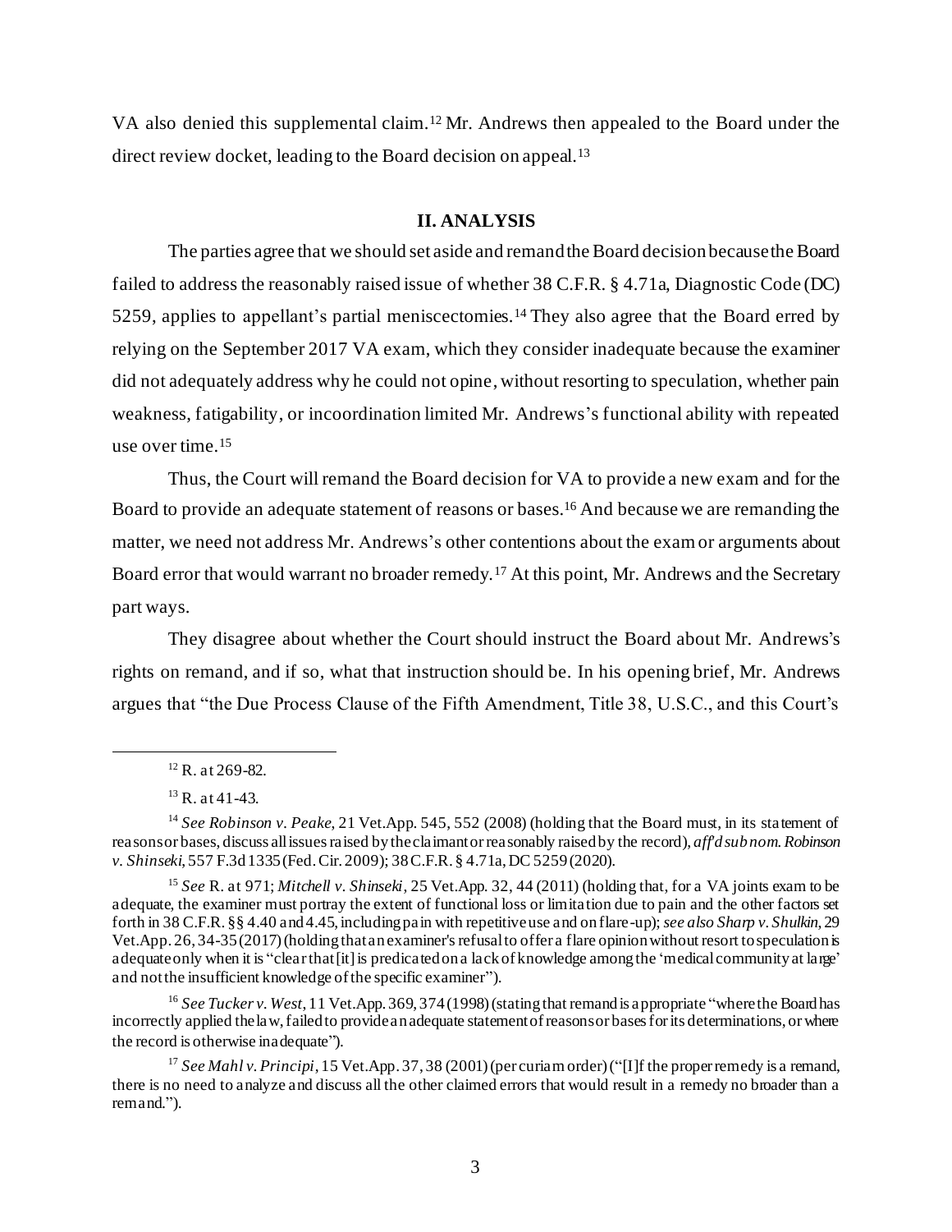VA also denied this supplemental claim.[12] Mr. Andrews then appealed to the Board under the direct review docket, leading to the Board decision on appeal.[13]

## II. ANALYSIS

The parties agree that we should set aside and remand the Board decision because the Board failed to address the reasonably raised issue of whether 38 C.F.R. § 4.71a, Diagnostic Code (DC) 5259, applies to appellant's partial meniscectomies.[14] They also agree that the Board erred by relying on the September 2017 VA exam, which they consider inadequate because the examiner did not adequately address why he could not opine, without resorting to speculation, whether pain weakness, fatigability, or incoordination limited Mr. Andrews's functional ability with repeated use over time.[15]

Thus, the Court will remand the Board decision for VA to provide a new exam and for the Board to provide an adequate statement of reasons or bases.[16] And because we are remanding the matter, we need not address Mr. Andrews's other contentions about the exam or arguments about Board error that would warrant no broader remedy.[17] At this point, Mr. Andrews and the Secretary part ways.

They disagree about whether the Court should instruct the Board about Mr. Andrews's rights on remand, and if so, what that instruction should be. In his opening brief, Mr. Andrews argues that "the Due Process Clause of the Fifth Amendment, Title 38, U.S.C., and this Court's

---

[12] R. at 269-82.

[13] R. at 41-43.

[14] *See Robinson v. Peake*, 21 Vet.App. 545, 552 (2008) (holding that the Board must, in its statement of reasons or bases, discuss all issues raised by the claimant or reasonably raised by the record), *aff'd sub nom. Robinson v. Shinseki*, 557 F.3d 1335 (Fed. Cir. 2009); 38 C.F.R. § 4.71a, DC 5259 (2020).

[15] *See* R. at 971; *Mitchell v. Shinseki*, 25 Vet.App. 32, 44 (2011) (holding that, for a VA joints exam to be adequate, the examiner must portray the extent of functional loss or limitation due to pain and the other factors set forth in 38 C.F.R. §§ 4.40 and 4.45, including pain with repetitive use and on flare-up); *see also Sharp v. Shulkin*, 29 Vet.App. 26, 34-35 (2017) (holding that an examiner's refusal to offer a flare opinion without resort to speculation is adequate only when it is "clear that [it] is predicated on a lack of knowledge among the 'medical community at large' and not the insufficient knowledge of the specific examiner").

[16] *See Tucker v. West*, 11 Vet.App. 369, 374 (1998) (stating that remand is appropriate "where the Board has incorrectly applied the law, failed to provide an adequate statement of reasons or bases for its determinations, or where the record is otherwise inadequate").

[17] *See Mahl v. Principi*, 15 Vet.App. 37, 38 (2001) (per curiam order) ("[I]f the proper remedy is a remand, there is no need to analyze and discuss all the other claimed errors that would result in a remedy no broader than a remand.").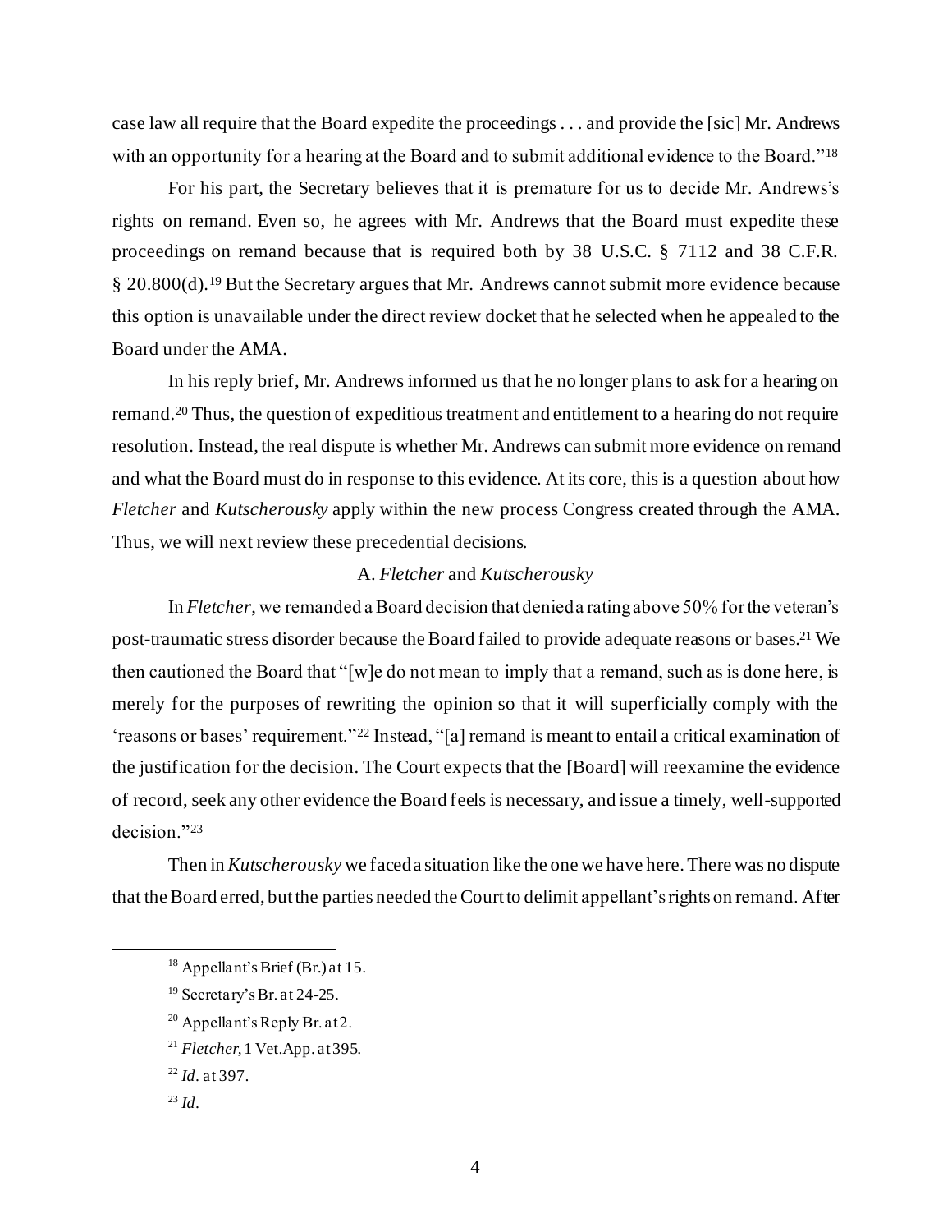case law all require that the Board expedite the proceedings . . . and provide the [sic] Mr. Andrews with an opportunity for a hearing at the Board and to submit additional evidence to the Board."[18]

For his part, the Secretary believes that it is premature for us to decide Mr. Andrews's rights on remand. Even so, he agrees with Mr. Andrews that the Board must expedite these proceedings on remand because that is required both by 38 U.S.C. § 7112 and 38 C.F.R. § 20.800(d).[19] But the Secretary argues that Mr. Andrews cannot submit more evidence because this option is unavailable under the direct review docket that he selected when he appealed to the Board under the AMA.

In his reply brief, Mr. Andrews informed us that he no longer plans to ask for a hearing on remand.[20] Thus, the question of expeditious treatment and entitlement to a hearing do not require resolution. Instead, the real dispute is whether Mr. Andrews can submit more evidence on remand and what the Board must do in response to this evidence. At its core, this is a question about how *Fletcher* and *Kutscherousky* apply within the new process Congress created through the AMA. Thus, we will next review these precedential decisions.

### A. *Fletcher* and *Kutscherousky*

In *Fletcher*, we remanded a Board decision that denied a rating above 50% for the veteran's post-traumatic stress disorder because the Board failed to provide adequate reasons or bases.[21] We then cautioned the Board that "[w]e do not mean to imply that a remand, such as is done here, is merely for the purposes of rewriting the opinion so that it will superficially comply with the 'reasons or bases' requirement."[22] Instead, "[a] remand is meant to entail a critical examination of the justification for the decision. The Court expects that the [Board] will reexamine the evidence of record, seek any other evidence the Board feels is necessary, and issue a timely, well-supported decision."[23]

Then in *Kutscherousky* we faced a situation like the one we have here. There was no dispute that the Board erred, but the parties needed the Court to delimit appellant's rights on remand. After

---

[18] Appellant's Brief (Br.) at 15.

[19] Secretary's Br. at 24-25.

[20] Appellant's Reply Br. at 2.

[21] *Fletcher*, 1 Vet.App. at 395.

[22] *Id.* at 397.

[23] *Id.*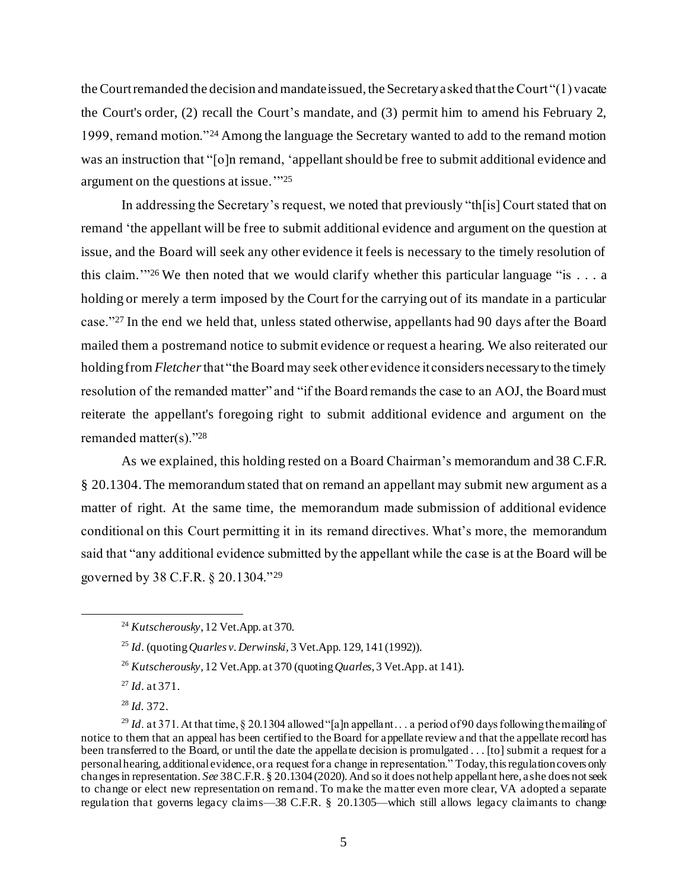the Court remanded the decision and mandate issued, the Secretary asked that the Court "(1) vacate the Court's order, (2) recall the Court's mandate, and (3) permit him to amend his February 2, 1999, remand motion."[24] Among the language the Secretary wanted to add to the remand motion was an instruction that "[o]n remand, 'appellant should be free to submit additional evidence and argument on the questions at issue.'"[25]

In addressing the Secretary's request, we noted that previously "th[is] Court stated that on remand 'the appellant will be free to submit additional evidence and argument on the question at issue, and the Board will seek any other evidence it feels is necessary to the timely resolution of this claim.'"[26] We then noted that we would clarify whether this particular language "is . . . a holding or merely a term imposed by the Court for the carrying out of its mandate in a particular case."[27] In the end we held that, unless stated otherwise, appellants had 90 days after the Board mailed them a postremand notice to submit evidence or request a hearing. We also reiterated our holding from *Fletcher* that "the Board may seek other evidence it considers necessary to the timely resolution of the remanded matter" and "if the Board remands the case to an AOJ, the Board must reiterate the appellant's foregoing right to submit additional evidence and argument on the remanded matter(s)."[28]

As we explained, this holding rested on a Board Chairman's memorandum and 38 C.F.R. § 20.1304. The memorandum stated that on remand an appellant may submit new argument as a matter of right. At the same time, the memorandum made submission of additional evidence conditional on this Court permitting it in its remand directives. What's more, the memorandum said that "any additional evidence submitted by the appellant while the case is at the Board will be governed by 38 C.F.R. § 20.1304."[29]

---

[24] *Kutscherousky*, 12 Vet.App. at 370.

[25] *Id*. (quoting *Quarles v. Derwinski*, 3 Vet.App. 129, 141 (1992)).

[26] *Kutscherousky*, 12 Vet.App. at 370 (quoting *Quarles*, 3 Vet.App. at 141).

[27] *Id*. at 371.

[28] *Id*. 372.

[29] *Id*. at 371. At that time, § 20.1304 allowed "[a]n appellant . . . a period of 90 days following the mailing of notice to them that an appeal has been certified to the Board for appellate review and that the appellate record has been transferred to the Board, or until the date the appellate decision is promulgated . . . [to] submit a request for a personal hearing, additional evidence, or a request for a change in representation." Today, this regulation covers only changes in representation. *See* 38 C.F.R. § 20.1304 (2020). And so it does not help appellant here, as he does not seek to change or elect new representation on remand. To make the matter even more clear, VA adopted a separate regulation that governs legacy claims—38 C.F.R. § 20.1305—which still allows legacy claimants to change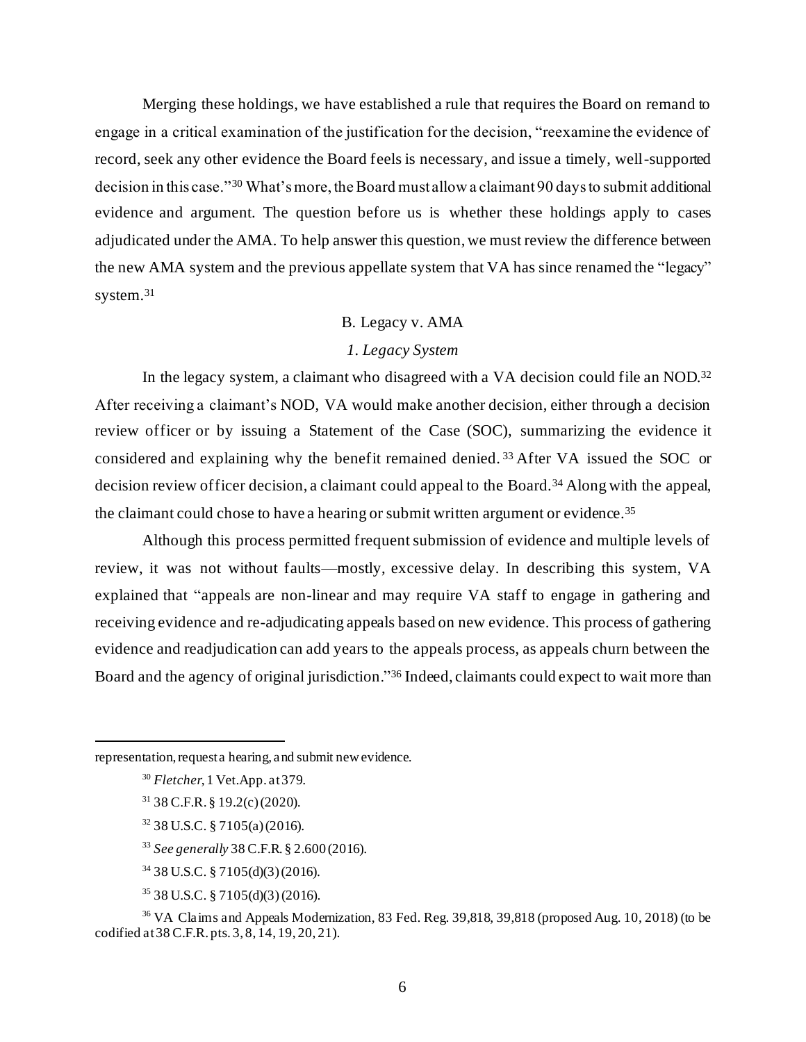Merging these holdings, we have established a rule that requires the Board on remand to engage in a critical examination of the justification for the decision, "reexamine the evidence of record, seek any other evidence the Board feels is necessary, and issue a timely, well-supported decision in this case."[30] What's more, the Board must allow a claimant 90 days to submit additional evidence and argument. The question before us is whether these holdings apply to cases adjudicated under the AMA. To help answer this question, we must review the difference between the new AMA system and the previous appellate system that VA has since renamed the "legacy" system.[31]

### B. Legacy v. AMA

#### *1. Legacy System*

In the legacy system, a claimant who disagreed with a VA decision could file an NOD.[32] After receiving a claimant's NOD, VA would make another decision, either through a decision review officer or by issuing a Statement of the Case (SOC), summarizing the evidence it considered and explaining why the benefit remained denied.[33] After VA issued the SOC or decision review officer decision, a claimant could appeal to the Board.[34] Along with the appeal, the claimant could chose to have a hearing or submit written argument or evidence.[35]

Although this process permitted frequent submission of evidence and multiple levels of review, it was not without faults—mostly, excessive delay. In describing this system, VA explained that "appeals are non-linear and may require VA staff to engage in gathering and receiving evidence and re-adjudicating appeals based on new evidence. This process of gathering evidence and readjudication can add years to the appeals process, as appeals churn between the Board and the agency of original jurisdiction."[36] Indeed, claimants could expect to wait more than

---

representation, request a hearing, and submit new evidence.

[30] *Fletcher*, 1 Vet.App. at 379.

[31] 38 C.F.R. § 19.2(c) (2020).

[32] 38 U.S.C. § 7105(a) (2016).

[33] *See generally* 38 C.F.R. § 2.600 (2016).

[34] 38 U.S.C. § 7105(d)(3) (2016).

[35] 38 U.S.C. § 7105(d)(3) (2016).

[36] VA Claims and Appeals Modernization, 83 Fed. Reg. 39,818, 39,818 (proposed Aug. 10, 2018) (to be codified at 38 C.F.R. pts. 3, 8, 14, 19, 20, 21).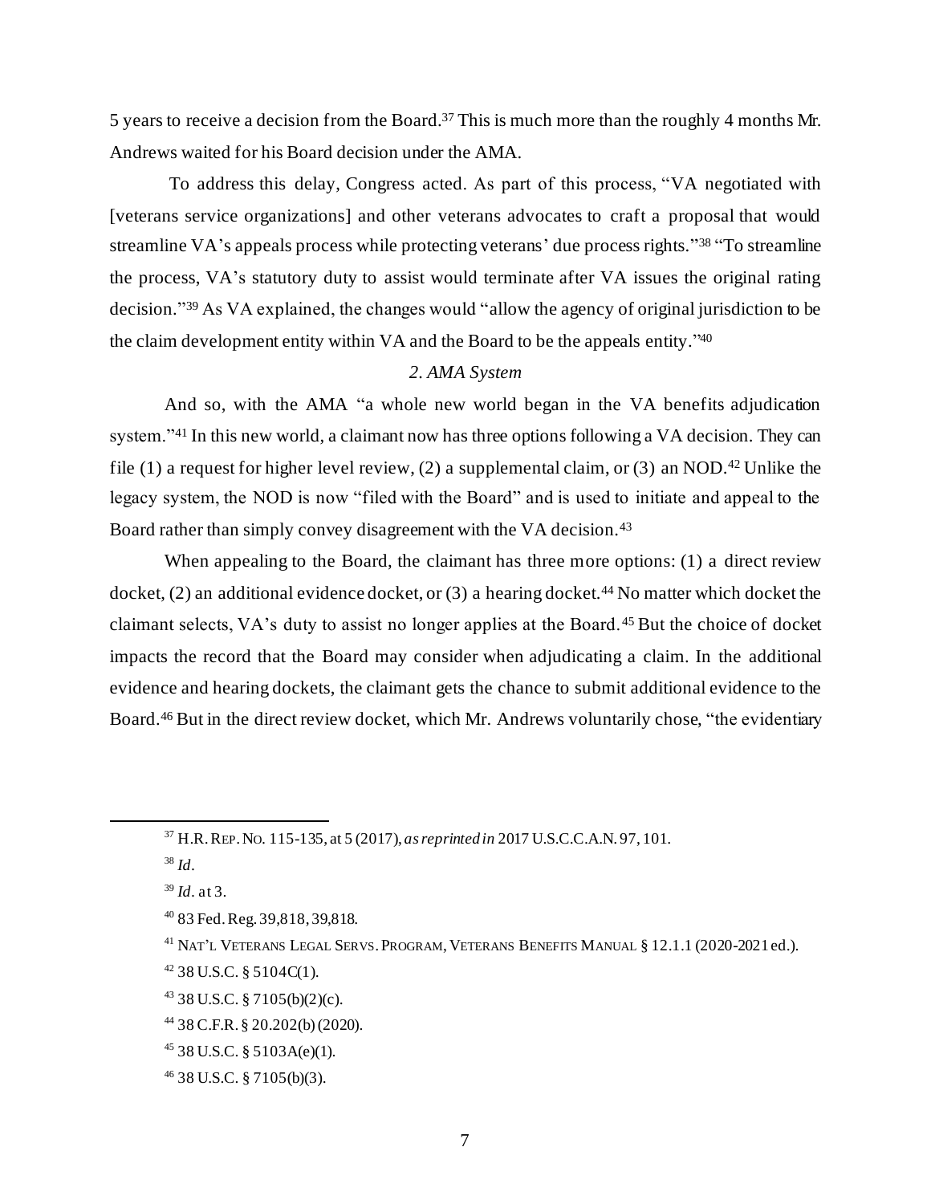5 years to receive a decision from the Board.[37] This is much more than the roughly 4 months Mr. Andrews waited for his Board decision under the AMA.

To address this delay, Congress acted. As part of this process, "VA negotiated with [veterans service organizations] and other veterans advocates to craft a proposal that would streamline VA's appeals process while protecting veterans' due process rights."[38] "To streamline the process, VA's statutory duty to assist would terminate after VA issues the original rating decision."[39] As VA explained, the changes would "allow the agency of original jurisdiction to be the claim development entity within VA and the Board to be the appeals entity."[40]

*2. AMA System*

And so, with the AMA "a whole new world began in the VA benefits adjudication system."[41] In this new world, a claimant now has three options following a VA decision. They can file (1) a request for higher level review, (2) a supplemental claim, or (3) an NOD.[42] Unlike the legacy system, the NOD is now "filed with the Board" and is used to initiate and appeal to the Board rather than simply convey disagreement with the VA decision.[43]

When appealing to the Board, the claimant has three more options: (1) a direct review docket, (2) an additional evidence docket, or (3) a hearing docket.[44] No matter which docket the claimant selects, VA's duty to assist no longer applies at the Board.[45] But the choice of docket impacts the record that the Board may consider when adjudicating a claim. In the additional evidence and hearing dockets, the claimant gets the chance to submit additional evidence to the Board.[46] But in the direct review docket, which Mr. Andrews voluntarily chose, "the evidentiary

---

[37] H.R. REP. NO. 115-135, at 5 (2017), *as reprinted in* 2017 U.S.C.C.A.N. 97, 101.

[38] *Id*.

[39] *Id*. at 3.

[40] 83 Fed. Reg. 39,818, 39,818.

[41] NAT'L VETERANS LEGAL SERVS. PROGRAM, VETERANS BENEFITS MANUAL § 12.1.1 (2020-2021 ed.).

[42] 38 U.S.C. § 5104C(1).

[43] 38 U.S.C. § 7105(b)(2)(c).

[44] 38 C.F.R. § 20.202(b) (2020).

[45] 38 U.S.C. § 5103A(e)(1).

[46] 38 U.S.C. § 7105(b)(3).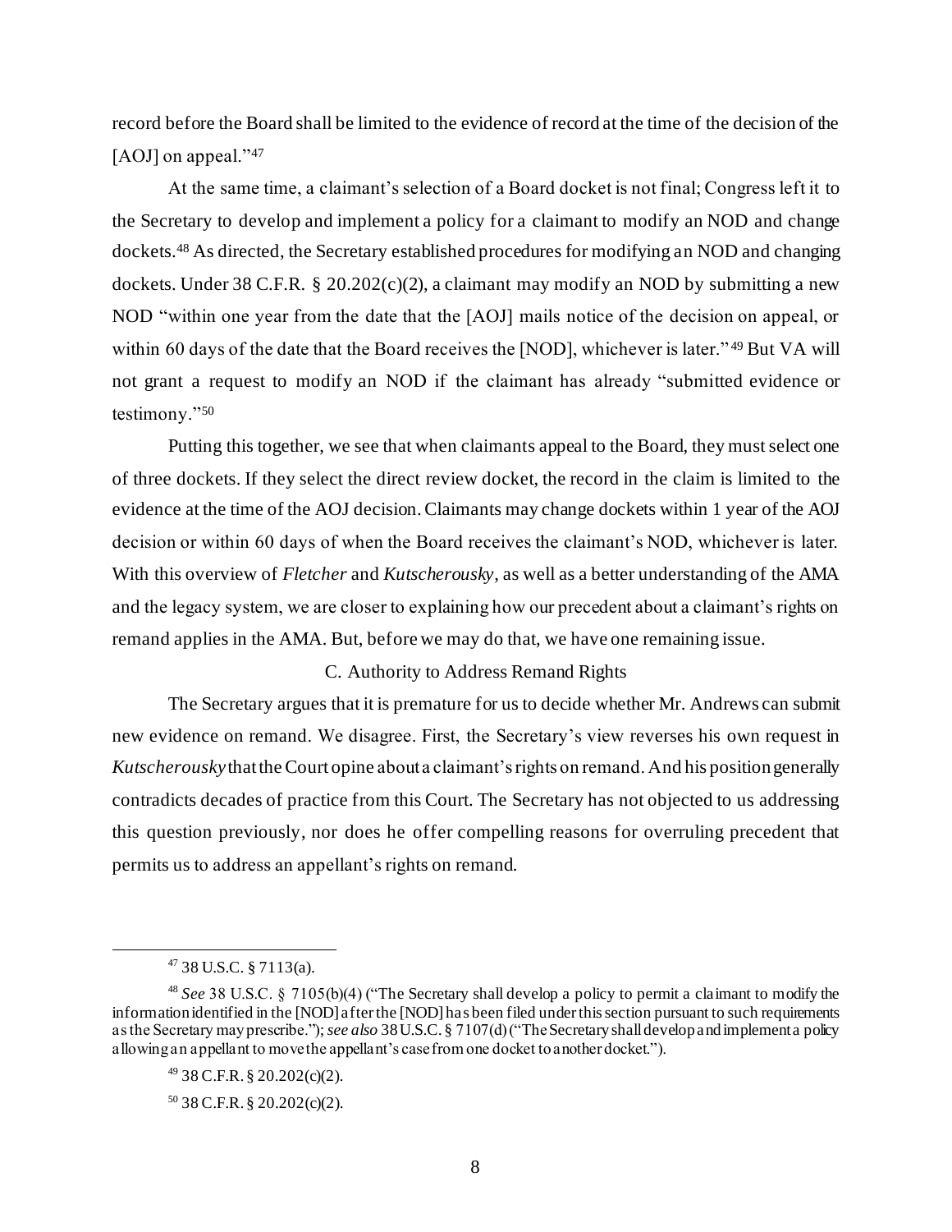record before the Board shall be limited to the evidence of record at the time of the decision of the [AOJ] on appeal."[47]

At the same time, a claimant's selection of a Board docket is not final; Congress left it to the Secretary to develop and implement a policy for a claimant to modify an NOD and change dockets.[48] As directed, the Secretary established procedures for modifying an NOD and changing dockets. Under 38 C.F.R. § 20.202(c)(2), a claimant may modify an NOD by submitting a new NOD "within one year from the date that the [AOJ] mails notice of the decision on appeal, or within 60 days of the date that the Board receives the [NOD], whichever is later."[49] But VA will not grant a request to modify an NOD if the claimant has already "submitted evidence or testimony."[50]

Putting this together, we see that when claimants appeal to the Board, they must select one of three dockets. If they select the direct review docket, the record in the claim is limited to the evidence at the time of the AOJ decision. Claimants may change dockets within 1 year of the AOJ decision or within 60 days of when the Board receives the claimant's NOD, whichever is later. With this overview of *Fletcher* and *Kutscherousky*, as well as a better understanding of the AMA and the legacy system, we are closer to explaining how our precedent about a claimant's rights on remand applies in the AMA. But, before we may do that, we have one remaining issue.

### C. Authority to Address Remand Rights

The Secretary argues that it is premature for us to decide whether Mr. Andrews can submit new evidence on remand. We disagree. First, the Secretary's view reverses his own request in *Kutscherousky* that the Court opine about a claimant's rights on remand. And his position generally contradicts decades of practice from this Court. The Secretary has not objected to us addressing this question previously, nor does he offer compelling reasons for overruling precedent that permits us to address an appellant's rights on remand.

---

[47] 38 U.S.C. § 7113(a).

[48] *See* 38 U.S.C. § 7105(b)(4) ("The Secretary shall develop a policy to permit a claimant to modify the information identified in the [NOD] after the [NOD] has been filed under this section pursuant to such requirements as the Secretary may prescribe."); *see also* 38 U.S.C. § 7107(d) ("The Secretary shall develop and implement a policy allowing an appellant to move the appellant's case from one docket to another docket.").

[49] 38 C.F.R. § 20.202(c)(2).

[50] 38 C.F.R. § 20.202(c)(2).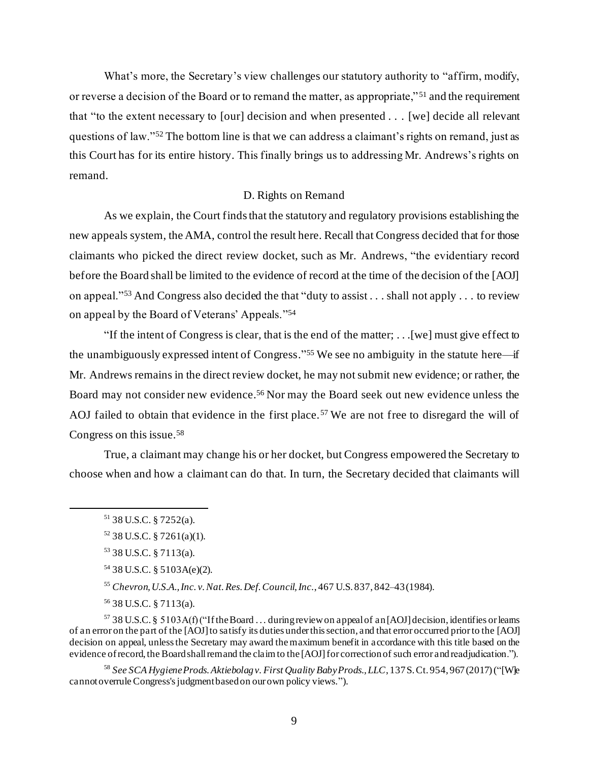What's more, the Secretary's view challenges our statutory authority to "affirm, modify, or reverse a decision of the Board or to remand the matter, as appropriate,"[51] and the requirement that "to the extent necessary to [our] decision and when presented . . . [we] decide all relevant questions of law."[52] The bottom line is that we can address a claimant's rights on remand, just as this Court has for its entire history. This finally brings us to addressing Mr. Andrews's rights on remand.

### D. Rights on Remand

As we explain, the Court finds that the statutory and regulatory provisions establishing the new appeals system, the AMA, control the result here. Recall that Congress decided that for those claimants who picked the direct review docket, such as Mr. Andrews, "the evidentiary record before the Board shall be limited to the evidence of record at the time of the decision of the [AOJ] on appeal."[53] And Congress also decided the that "duty to assist . . . shall not apply . . . to review on appeal by the Board of Veterans' Appeals."[54]

"If the intent of Congress is clear, that is the end of the matter; . . .[we] must give effect to the unambiguously expressed intent of Congress."[55] We see no ambiguity in the statute here—if Mr. Andrews remains in the direct review docket, he may not submit new evidence; or rather, the Board may not consider new evidence.[56] Nor may the Board seek out new evidence unless the AOJ failed to obtain that evidence in the first place.[57] We are not free to disregard the will of Congress on this issue.[58]

True, a claimant may change his or her docket, but Congress empowered the Secretary to choose when and how a claimant can do that. In turn, the Secretary decided that claimants will

---

[51] 38 U.S.C. § 7252(a).

[52] 38 U.S.C. § 7261(a)(1).

[53] 38 U.S.C. § 7113(a).

[54] 38 U.S.C. § 5103A(e)(2).

[55] *Chevron, U.S.A., Inc. v. Nat. Res. Def. Council, Inc.*, 467 U.S. 837, 842–43 (1984).

[56] 38 U.S.C. § 7113(a).

[57] 38 U.S.C. § 5103A(f) ("If the Board . . . during review on appeal of an [AOJ] decision, identifies or learns of an error on the part of the [AOJ] to satisfy its duties under this section, and that error occurred prior to the [AOJ] decision on appeal, unless the Secretary may award the maximum benefit in accordance with this title based on the evidence of record, the Board shall remand the claim to the [AOJ] for correction of such error and readjudication.").

[58] *See SCA Hygiene Prods. Aktiebolag v. First Quality Baby Prods., LLC*, 137 S. Ct. 954, 967 (2017) ("[W]e cannot overrule Congress's judgment based on our own policy views.").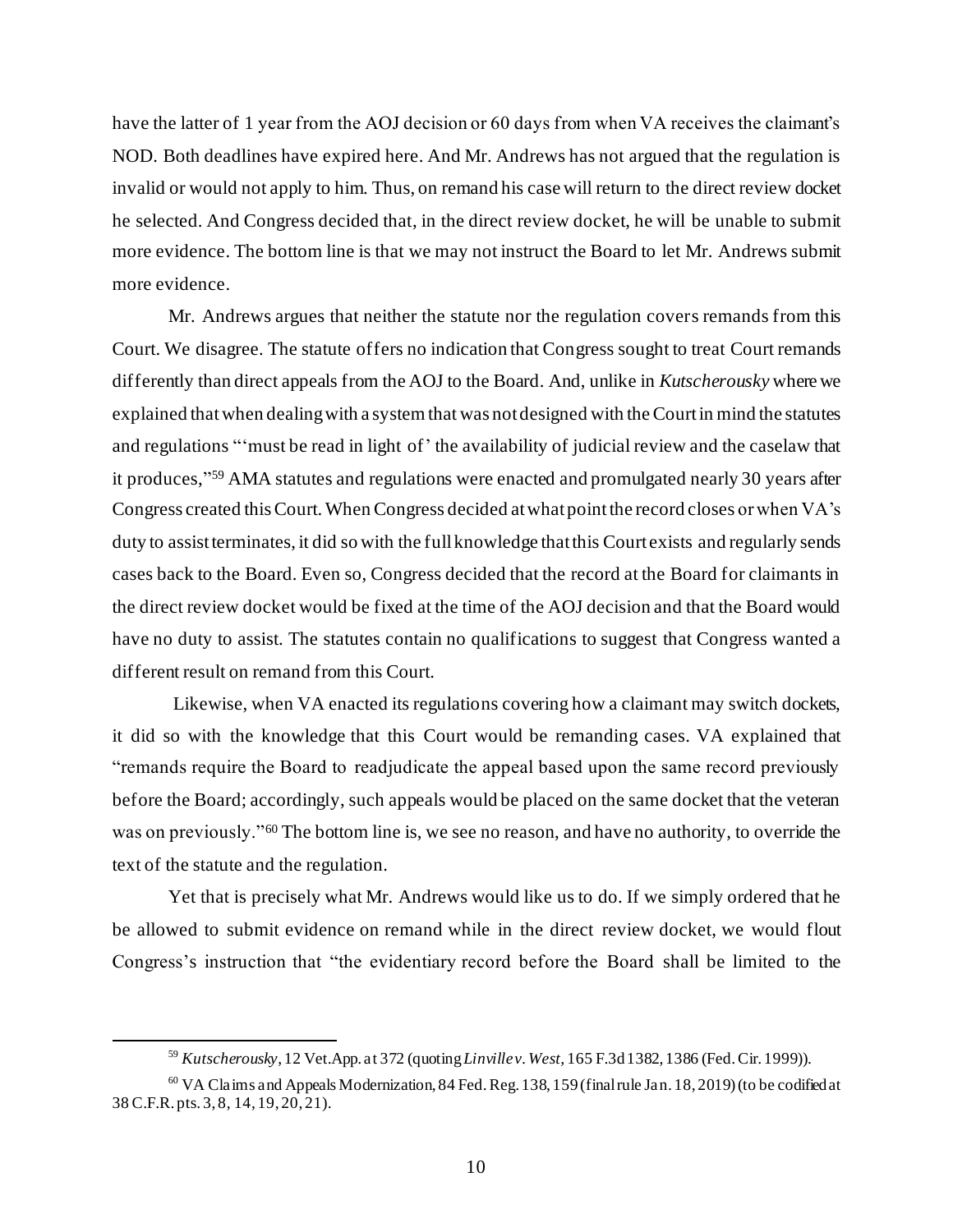have the latter of 1 year from the AOJ decision or 60 days from when VA receives the claimant's NOD. Both deadlines have expired here. And Mr. Andrews has not argued that the regulation is invalid or would not apply to him. Thus, on remand his case will return to the direct review docket he selected. And Congress decided that, in the direct review docket, he will be unable to submit more evidence. The bottom line is that we may not instruct the Board to let Mr. Andrews submit more evidence.

Mr. Andrews argues that neither the statute nor the regulation covers remands from this Court. We disagree. The statute offers no indication that Congress sought to treat Court remands differently than direct appeals from the AOJ to the Board. And, unlike in *Kutscherousky* where we explained that when dealing with a system that was not designed with the Court in mind the statutes and regulations "'must be read in light of' the availability of judicial review and the caselaw that it produces,"[59] AMA statutes and regulations were enacted and promulgated nearly 30 years after Congress created this Court. When Congress decided at what point the record closes or when VA's duty to assist terminates, it did so with the full knowledge that this Court exists and regularly sends cases back to the Board. Even so, Congress decided that the record at the Board for claimants in the direct review docket would be fixed at the time of the AOJ decision and that the Board would have no duty to assist. The statutes contain no qualifications to suggest that Congress wanted a different result on remand from this Court.

Likewise, when VA enacted its regulations covering how a claimant may switch dockets, it did so with the knowledge that this Court would be remanding cases. VA explained that "remands require the Board to readjudicate the appeal based upon the same record previously before the Board; accordingly, such appeals would be placed on the same docket that the veteran was on previously."[60] The bottom line is, we see no reason, and have no authority, to override the text of the statute and the regulation.

Yet that is precisely what Mr. Andrews would like us to do. If we simply ordered that he be allowed to submit evidence on remand while in the direct review docket, we would flout Congress's instruction that "the evidentiary record before the Board shall be limited to the

---

[59] *Kutscherousky*, 12 Vet.App. at 372 (quoting *Linville v. West*, 165 F.3d 1382, 1386 (Fed. Cir. 1999)).

[60] VA Claims and Appeals Modernization, 84 Fed. Reg. 138, 159 (final rule Jan. 18, 2019) (to be codified at 38 C.F.R. pts. 3, 8, 14, 19, 20, 21).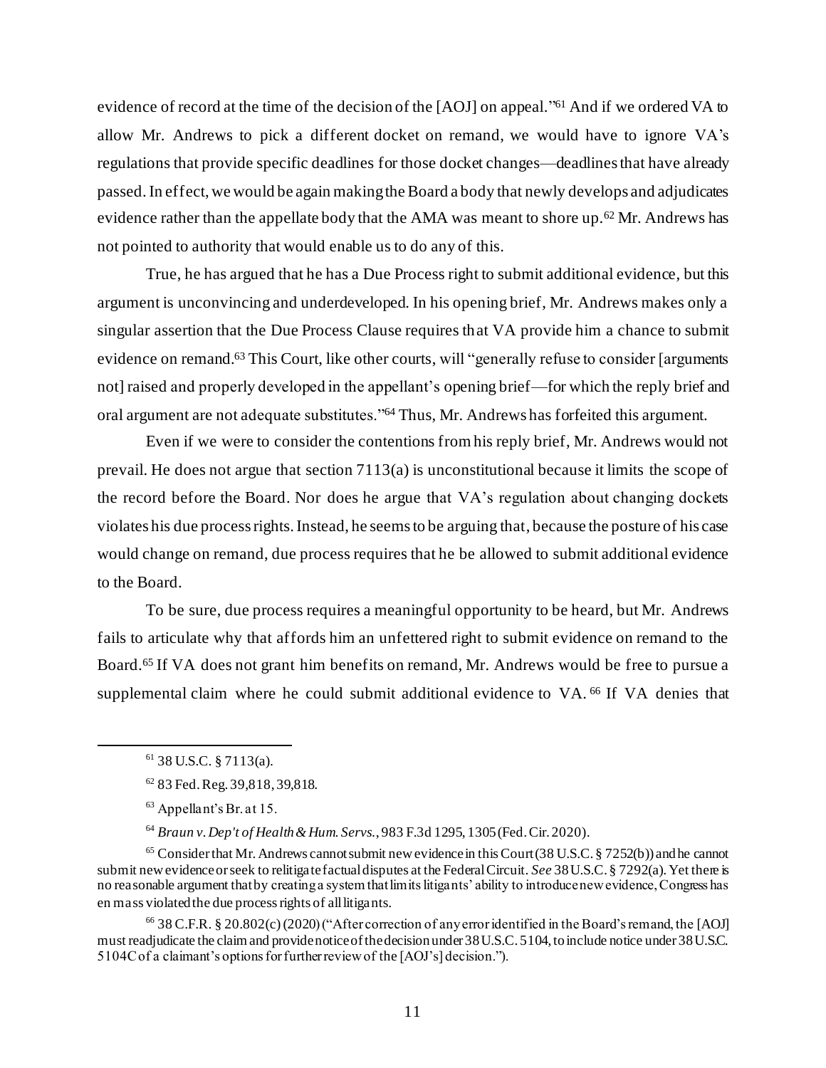evidence of record at the time of the decision of the [AOJ] on appeal."[61] And if we ordered VA to allow Mr. Andrews to pick a different docket on remand, we would have to ignore VA's regulations that provide specific deadlines for those docket changes—deadlines that have already passed. In effect, we would be again making the Board a body that newly develops and adjudicates evidence rather than the appellate body that the AMA was meant to shore up.[62] Mr. Andrews has not pointed to authority that would enable us to do any of this.

True, he has argued that he has a Due Process right to submit additional evidence, but this argument is unconvincing and underdeveloped. In his opening brief, Mr. Andrews makes only a singular assertion that the Due Process Clause requires that VA provide him a chance to submit evidence on remand.[63] This Court, like other courts, will "generally refuse to consider [arguments not] raised and properly developed in the appellant's opening brief—for which the reply brief and oral argument are not adequate substitutes."[64] Thus, Mr. Andrews has forfeited this argument.

Even if we were to consider the contentions from his reply brief, Mr. Andrews would not prevail. He does not argue that section 7113(a) is unconstitutional because it limits the scope of the record before the Board. Nor does he argue that VA's regulation about changing dockets violates his due process rights. Instead, he seems to be arguing that, because the posture of his case would change on remand, due process requires that he be allowed to submit additional evidence to the Board.

To be sure, due process requires a meaningful opportunity to be heard, but Mr. Andrews fails to articulate why that affords him an unfettered right to submit evidence on remand to the Board.[65] If VA does not grant him benefits on remand, Mr. Andrews would be free to pursue a supplemental claim where he could submit additional evidence to VA.[66] If VA denies that

---

[61] 38 U.S.C. § 7113(a).

[62] 83 Fed. Reg. 39,818, 39,818.

[63] Appellant's Br. at 15.

[64] *Braun v. Dep't of Health & Hum. Servs.*, 983 F.3d 1295, 1305 (Fed. Cir. 2020).

[65] Consider that Mr. Andrews cannot submit new evidence in this Court (38 U.S.C. § 7252(b)) and he cannot submit new evidence or seek to relitigate factual disputes at the Federal Circuit. *See* 38 U.S.C. § 7292(a). Yet there is no reasonable argument that by creating a system that limits litigants' ability to introduce new evidence, Congress has en masse violated the due process rights of all litigants.

[66] 38 C.F.R. § 20.802(c) (2020) ("After correction of any error identified in the Board's remand, the [AOJ] must readjudicate the claim and provide notice of the decision under 38 U.S.C. 5104, to include notice under 38 U.S.C. 5104C of a claimant's options for further review of the [AOJ's] decision.").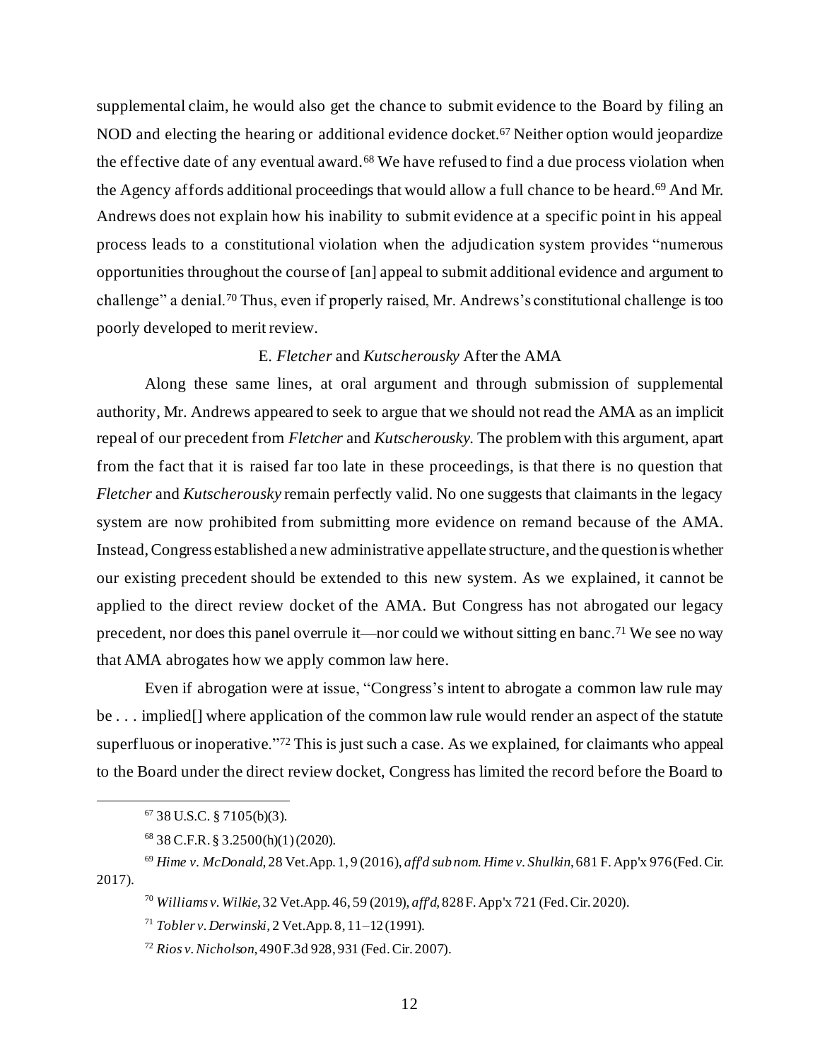supplemental claim, he would also get the chance to submit evidence to the Board by filing an NOD and electing the hearing or additional evidence docket.[67] Neither option would jeopardize the effective date of any eventual award.[68] We have refused to find a due process violation when the Agency affords additional proceedings that would allow a full chance to be heard.[69] And Mr. Andrews does not explain how his inability to submit evidence at a specific point in his appeal process leads to a constitutional violation when the adjudication system provides "numerous opportunities throughout the course of [an] appeal to submit additional evidence and argument to challenge" a denial.[70] Thus, even if properly raised, Mr. Andrews's constitutional challenge is too poorly developed to merit review.

### E. *Fletcher* and *Kutscherousky* After the AMA

Along these same lines, at oral argument and through submission of supplemental authority, Mr. Andrews appeared to seek to argue that we should not read the AMA as an implicit repeal of our precedent from *Fletcher* and *Kutscherousky*. The problem with this argument, apart from the fact that it is raised far too late in these proceedings, is that there is no question that *Fletcher* and *Kutscherousky* remain perfectly valid. No one suggests that claimants in the legacy system are now prohibited from submitting more evidence on remand because of the AMA. Instead, Congress established a new administrative appellate structure, and the question is whether our existing precedent should be extended to this new system. As we explained, it cannot be applied to the direct review docket of the AMA. But Congress has not abrogated our legacy precedent, nor does this panel overrule it—nor could we without sitting en banc.[71] We see no way that AMA abrogates how we apply common law here.

Even if abrogation were at issue, "Congress's intent to abrogate a common law rule may be . . . implied[] where application of the common law rule would render an aspect of the statute superfluous or inoperative."[72] This is just such a case. As we explained, for claimants who appeal to the Board under the direct review docket, Congress has limited the record before the Board to

---

[67] 38 U.S.C. § 7105(b)(3).

[68] 38 C.F.R. § 3.2500(h)(1) (2020).

[69] *Hime v. McDonald*, 28 Vet.App. 1, 9 (2016), *aff'd sub nom. Hime v. Shulkin*, 681 F. App'x 976 (Fed. Cir. 2017).

[70] *Williams v. Wilkie*, 32 Vet.App. 46, 59 (2019), *aff'd*, 828 F. App'x 721 (Fed. Cir. 2020).

[71] *Tobler v. Derwinski*, 2 Vet.App. 8, 11–12 (1991).

[72] *Rios v. Nicholson*, 490 F.3d 928, 931 (Fed. Cir. 2007).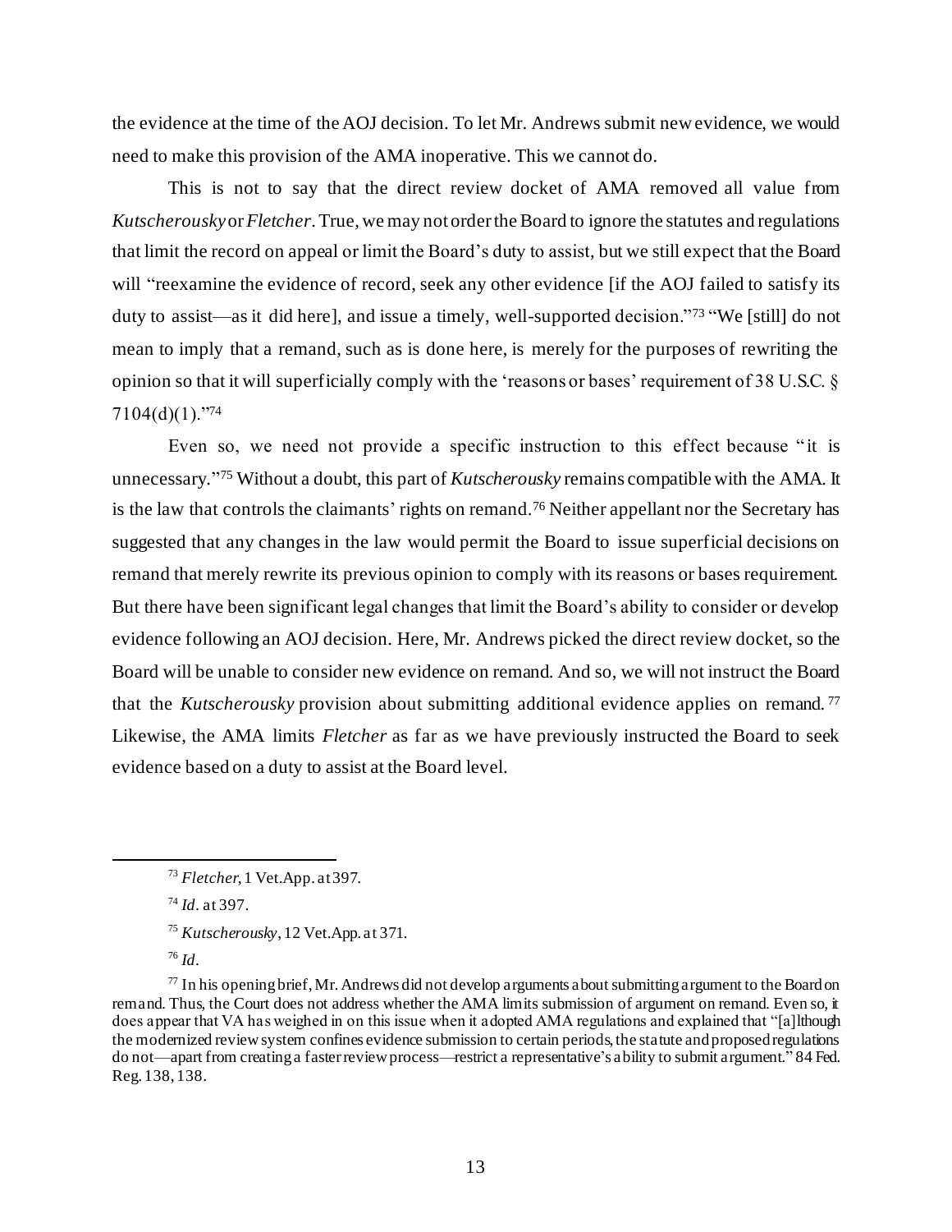the evidence at the time of the AOJ decision. To let Mr. Andrews submit new evidence, we would need to make this provision of the AMA inoperative. This we cannot do.

This is not to say that the direct review docket of AMA removed all value from *Kutscherousky* or *Fletcher*. True, we may not order the Board to ignore the statutes and regulations that limit the record on appeal or limit the Board's duty to assist, but we still expect that the Board will "reexamine the evidence of record, seek any other evidence [if the AOJ failed to satisfy its duty to assist—as it did here], and issue a timely, well-supported decision."[73] "We [still] do not mean to imply that a remand, such as is done here, is merely for the purposes of rewriting the opinion so that it will superficially comply with the 'reasons or bases' requirement of 38 U.S.C. § 7104(d)(1)."[74]

Even so, we need not provide a specific instruction to this effect because "it is unnecessary."[75] Without a doubt, this part of *Kutscherousky* remains compatible with the AMA. It is the law that controls the claimants' rights on remand.[76] Neither appellant nor the Secretary has suggested that any changes in the law would permit the Board to issue superficial decisions on remand that merely rewrite its previous opinion to comply with its reasons or bases requirement. But there have been significant legal changes that limit the Board's ability to consider or develop evidence following an AOJ decision. Here, Mr. Andrews picked the direct review docket, so the Board will be unable to consider new evidence on remand. And so, we will not instruct the Board that the *Kutscherousky* provision about submitting additional evidence applies on remand.[77] Likewise, the AMA limits *Fletcher* as far as we have previously instructed the Board to seek evidence based on a duty to assist at the Board level.

---

[73] *Fletcher*, 1 Vet.App. at 397.

[74] *Id*. at 397.

[75] *Kutscherousky*, 12 Vet.App. at 371.

[76] *Id*.

[77] In his opening brief, Mr. Andrews did not develop arguments about submitting argument to the Board on remand. Thus, the Court does not address whether the AMA limits submission of argument on remand. Even so, it does appear that VA has weighed in on this issue when it adopted AMA regulations and explained that "[a]lthough the modernized review system confines evidence submission to certain periods, the statute and proposed regulations do not—apart from creating a faster review process—restrict a representative's ability to submit argument." 84 Fed. Reg. 138, 138.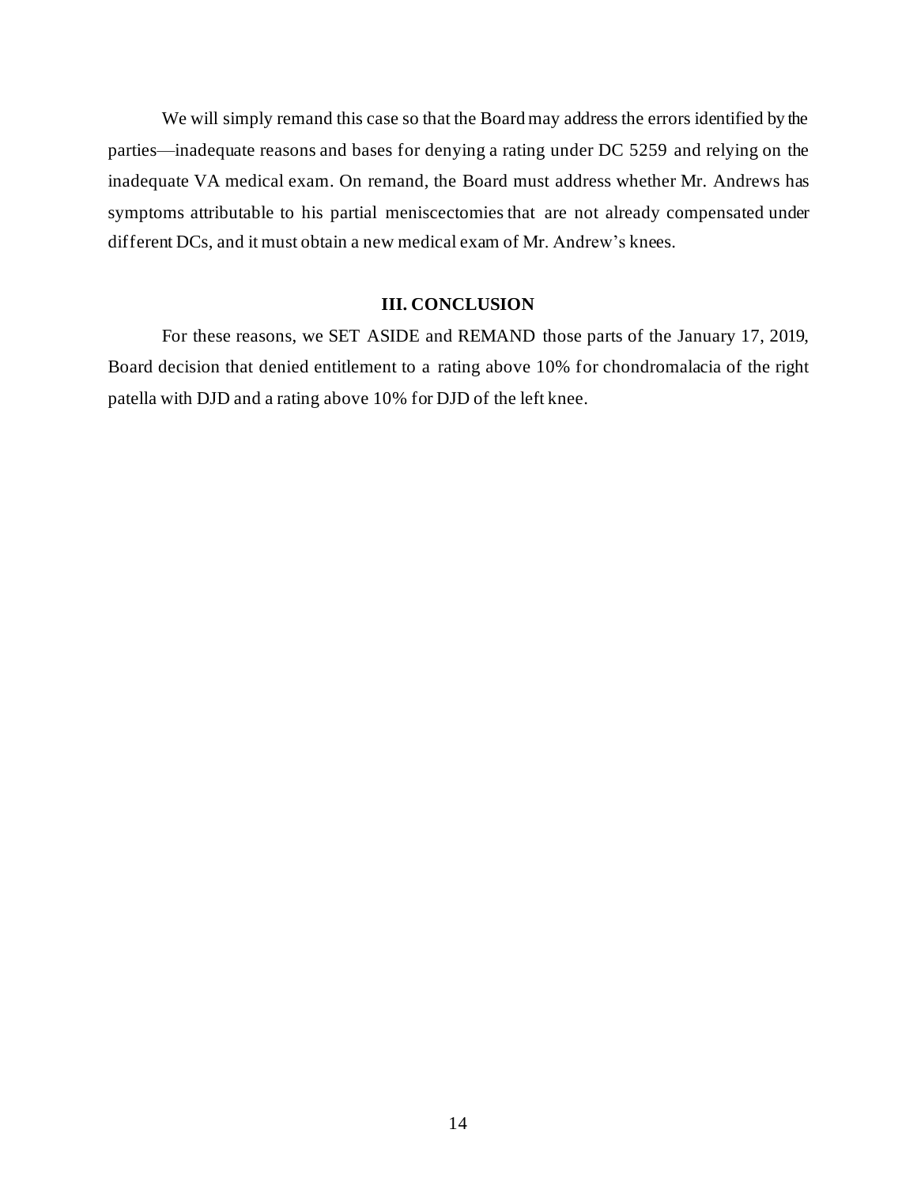We will simply remand this case so that the Board may address the errors identified by the parties—inadequate reasons and bases for denying a rating under DC 5259 and relying on the inadequate VA medical exam. On remand, the Board must address whether Mr. Andrews has symptoms attributable to his partial meniscectomies that are not already compensated under different DCs, and it must obtain a new medical exam of Mr. Andrew's knees.

### III. CONCLUSION

For these reasons, we SET ASIDE and REMAND those parts of the January 17, 2019, Board decision that denied entitlement to a rating above 10% for chondromalacia of the right patella with DJD and a rating above 10% for DJD of the left knee.